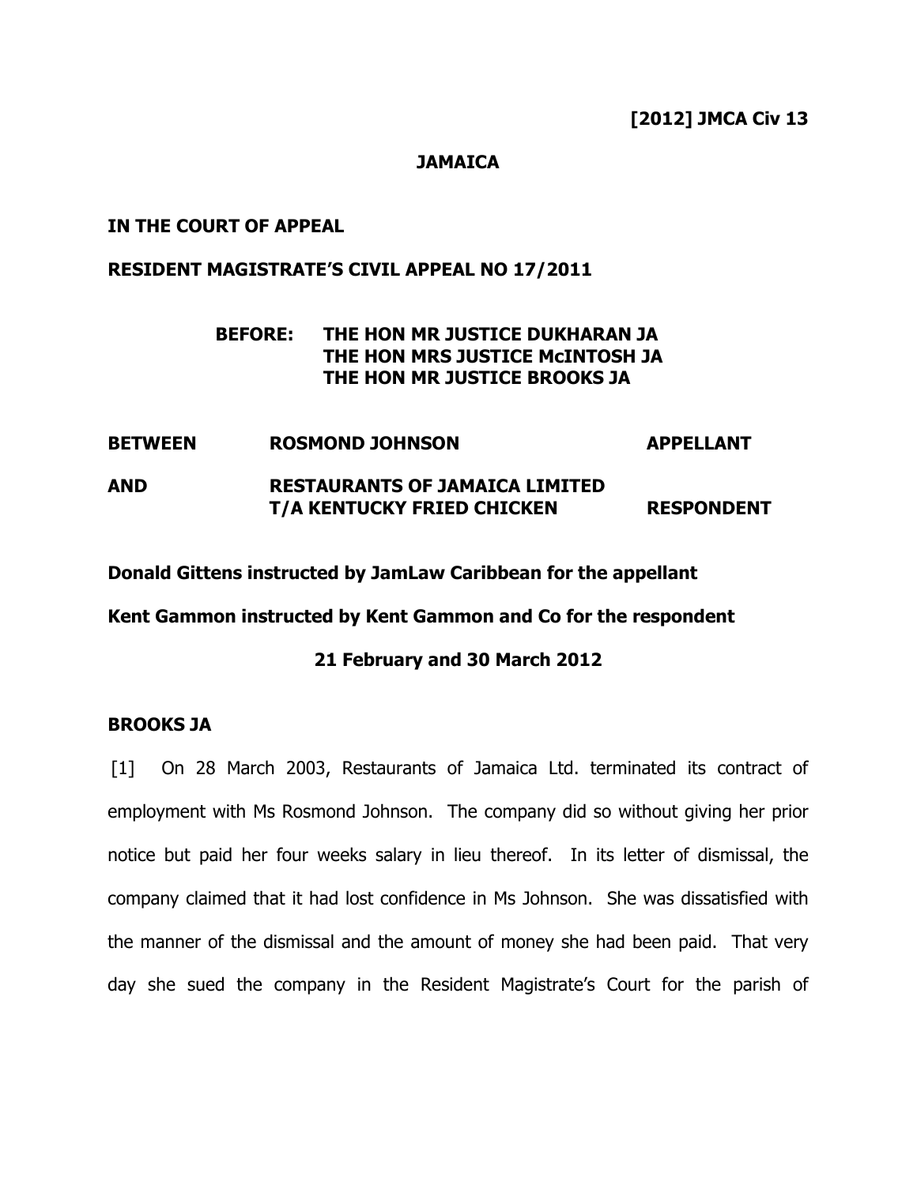**[2012] JMCA Civ 13**

**JAMAICA**

**IN THE COURT OF APPEAL**

**RESIDENT MAGISTRATE'S CIVIL APPEAL NO 17/2011**

**BEFORE: THE HON MR JUSTICE DUKHARAN JA**
**THE HON MRS JUSTICE McINTOSH JA**
**THE HON MR JUSTICE BROOKS JA**

| | | |
|---|---|---|
| **BETWEEN** | **ROSMOND JOHNSON** | **APPELLANT** |
| **AND** | **RESTAURANTS OF JAMAICA LIMITED T/A KENTUCKY FRIED CHICKEN** | **RESPONDENT** |

**Donald Gittens instructed by JamLaw Caribbean for the appellant**

**Kent Gammon instructed by Kent Gammon and Co for the respondent**

**21 February and 30 March 2012**

**BROOKS JA**

[1] On 28 March 2003, Restaurants of Jamaica Ltd. terminated its contract of employment with Ms Rosmond Johnson. The company did so without giving her prior notice but paid her four weeks salary in lieu thereof. In its letter of dismissal, the company claimed that it had lost confidence in Ms Johnson. She was dissatisfied with the manner of the dismissal and the amount of money she had been paid. That very day she sued the company in the Resident Magistrate's Court for the parish of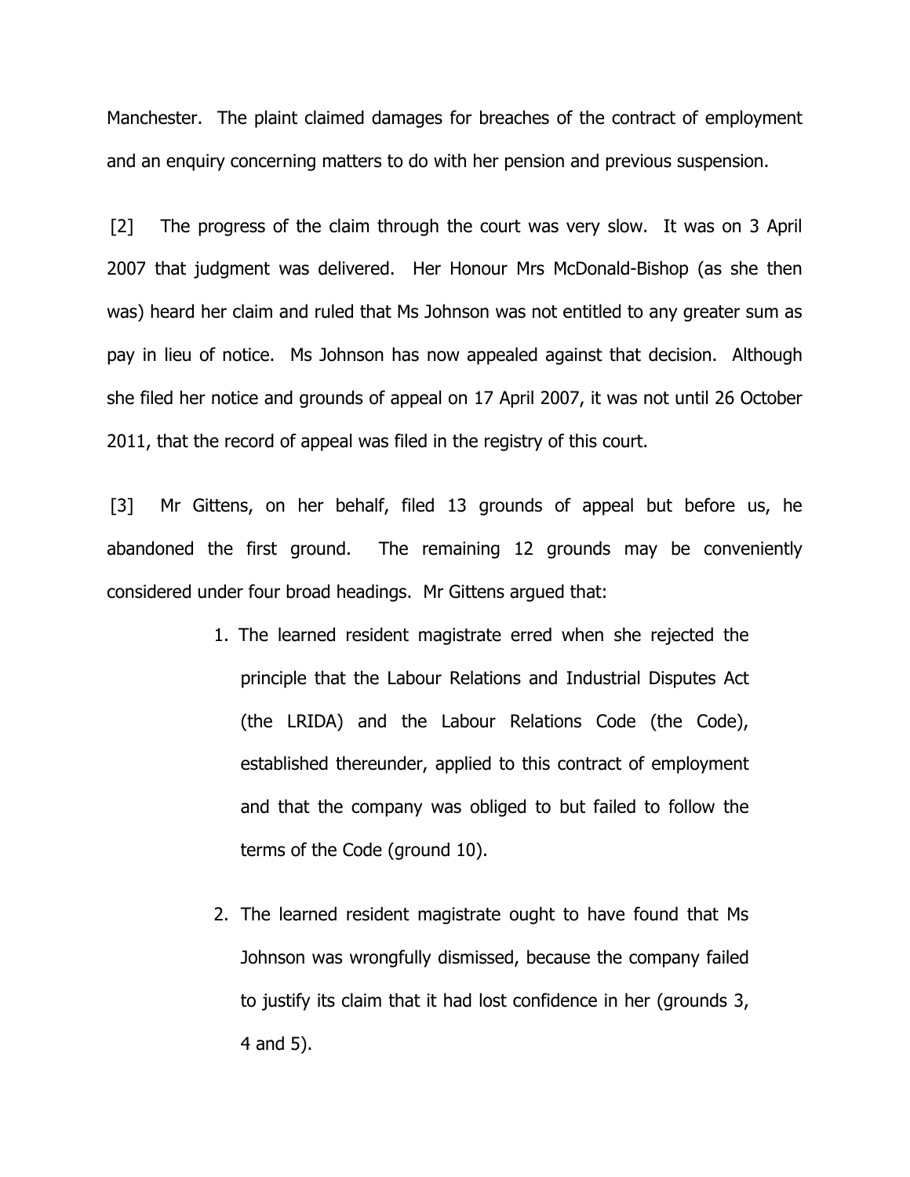Manchester. The plaint claimed damages for breaches of the contract of employment and an enquiry concerning matters to do with her pension and previous suspension.

[2] The progress of the claim through the court was very slow. It was on 3 April 2007 that judgment was delivered. Her Honour Mrs McDonald-Bishop (as she then was) heard her claim and ruled that Ms Johnson was not entitled to any greater sum as pay in lieu of notice. Ms Johnson has now appealed against that decision. Although she filed her notice and grounds of appeal on 17 April 2007, it was not until 26 October 2011, that the record of appeal was filed in the registry of this court.

[3] Mr Gittens, on her behalf, filed 13 grounds of appeal but before us, he abandoned the first ground. The remaining 12 grounds may be conveniently considered under four broad headings. Mr Gittens argued that:

1. The learned resident magistrate erred when she rejected the principle that the Labour Relations and Industrial Disputes Act (the LRIDA) and the Labour Relations Code (the Code), established thereunder, applied to this contract of employment and that the company was obliged to but failed to follow the terms of the Code (ground 10).

2. The learned resident magistrate ought to have found that Ms Johnson was wrongfully dismissed, because the company failed to justify its claim that it had lost confidence in her (grounds 3, 4 and 5).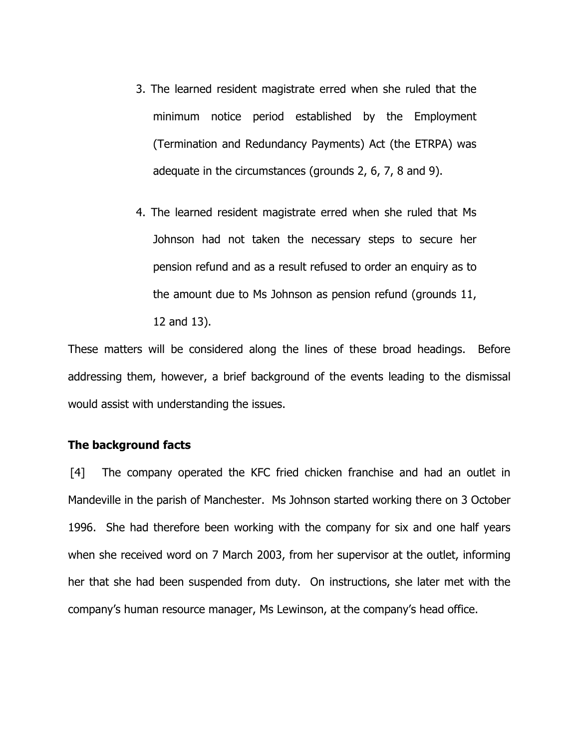3. The learned resident magistrate erred when she ruled that the minimum notice period established by the Employment (Termination and Redundancy Payments) Act (the ETRPA) was adequate in the circumstances (grounds 2, 6, 7, 8 and 9).

4. The learned resident magistrate erred when she ruled that Ms Johnson had not taken the necessary steps to secure her pension refund and as a result refused to order an enquiry as to the amount due to Ms Johnson as pension refund (grounds 11, 12 and 13).

These matters will be considered along the lines of these broad headings. Before addressing them, however, a brief background of the events leading to the dismissal would assist with understanding the issues.

**The background facts**

[4] The company operated the KFC fried chicken franchise and had an outlet in Mandeville in the parish of Manchester. Ms Johnson started working there on 3 October 1996. She had therefore been working with the company for six and one half years when she received word on 7 March 2003, from her supervisor at the outlet, informing her that she had been suspended from duty. On instructions, she later met with the company's human resource manager, Ms Lewinson, at the company's head office.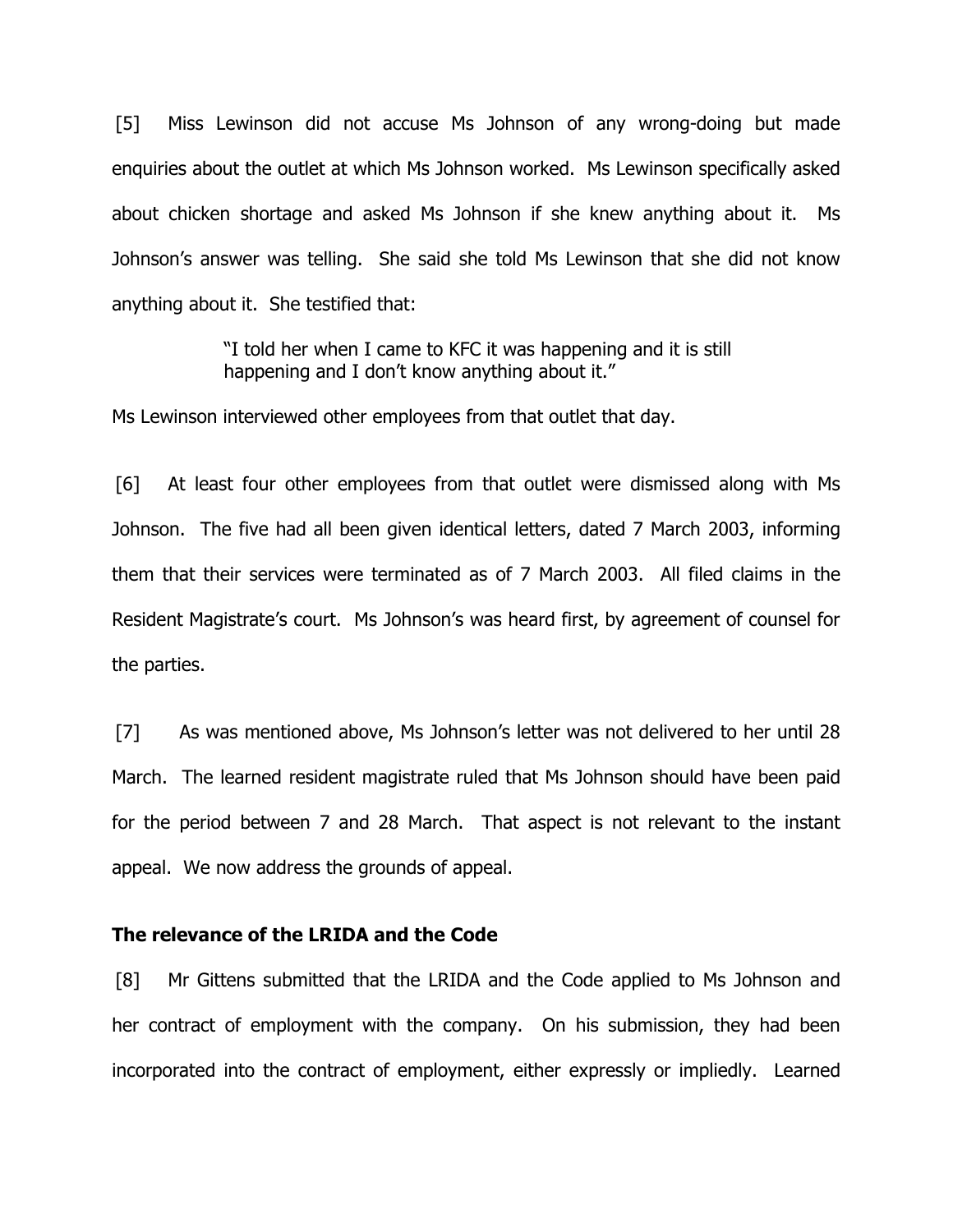[5] Miss Lewinson did not accuse Ms Johnson of any wrong-doing but made enquiries about the outlet at which Ms Johnson worked. Ms Lewinson specifically asked about chicken shortage and asked Ms Johnson if she knew anything about it. Ms Johnson's answer was telling. She said she told Ms Lewinson that she did not know anything about it. She testified that:

> "I told her when I came to KFC it was happening and it is still happening and I don't know anything about it."

Ms Lewinson interviewed other employees from that outlet that day.

[6] At least four other employees from that outlet were dismissed along with Ms Johnson. The five had all been given identical letters, dated 7 March 2003, informing them that their services were terminated as of 7 March 2003. All filed claims in the Resident Magistrate's court. Ms Johnson's was heard first, by agreement of counsel for the parties.

[7] As was mentioned above, Ms Johnson's letter was not delivered to her until 28 March. The learned resident magistrate ruled that Ms Johnson should have been paid for the period between 7 and 28 March. That aspect is not relevant to the instant appeal. We now address the grounds of appeal.

**The relevance of the LRIDA and the Code**

[8] Mr Gittens submitted that the LRIDA and the Code applied to Ms Johnson and her contract of employment with the company. On his submission, they had been incorporated into the contract of employment, either expressly or impliedly. Learned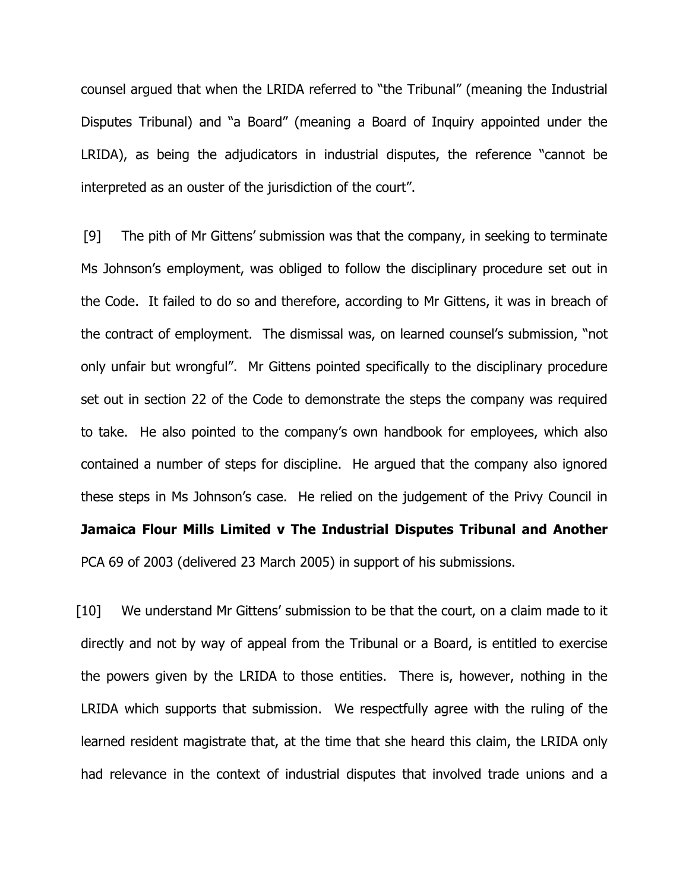counsel argued that when the LRIDA referred to "the Tribunal" (meaning the Industrial Disputes Tribunal) and "a Board" (meaning a Board of Inquiry appointed under the LRIDA), as being the adjudicators in industrial disputes, the reference "cannot be interpreted as an ouster of the jurisdiction of the court".

[9] The pith of Mr Gittens' submission was that the company, in seeking to terminate Ms Johnson's employment, was obliged to follow the disciplinary procedure set out in the Code. It failed to do so and therefore, according to Mr Gittens, it was in breach of the contract of employment. The dismissal was, on learned counsel's submission, "not only unfair but wrongful". Mr Gittens pointed specifically to the disciplinary procedure set out in section 22 of the Code to demonstrate the steps the company was required to take. He also pointed to the company's own handbook for employees, which also contained a number of steps for discipline. He argued that the company also ignored these steps in Ms Johnson's case. He relied on the judgement of the Privy Council in **Jamaica Flour Mills Limited v The Industrial Disputes Tribunal and Another** PCA 69 of 2003 (delivered 23 March 2005) in support of his submissions.

[10] We understand Mr Gittens' submission to be that the court, on a claim made to it directly and not by way of appeal from the Tribunal or a Board, is entitled to exercise the powers given by the LRIDA to those entities. There is, however, nothing in the LRIDA which supports that submission. We respectfully agree with the ruling of the learned resident magistrate that, at the time that she heard this claim, the LRIDA only had relevance in the context of industrial disputes that involved trade unions and a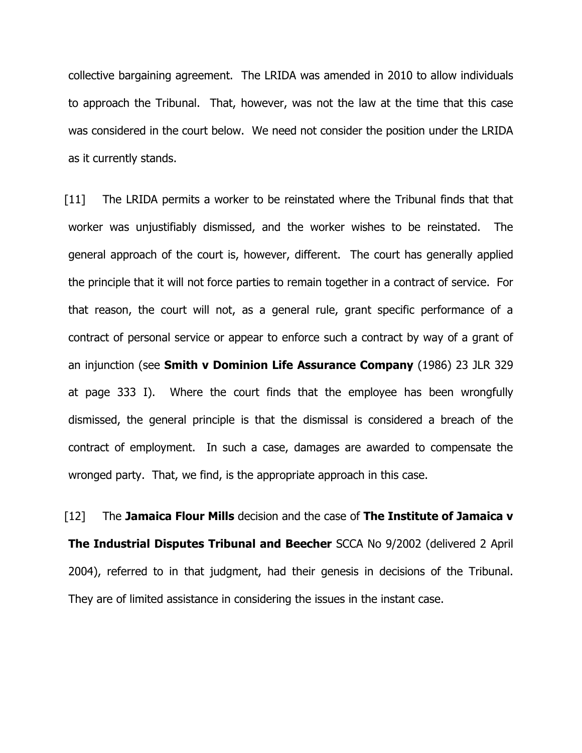collective bargaining agreement. The LRIDA was amended in 2010 to allow individuals to approach the Tribunal. That, however, was not the law at the time that this case was considered in the court below. We need not consider the position under the LRIDA as it currently stands.

[11] The LRIDA permits a worker to be reinstated where the Tribunal finds that that worker was unjustifiably dismissed, and the worker wishes to be reinstated. The general approach of the court is, however, different. The court has generally applied the principle that it will not force parties to remain together in a contract of service. For that reason, the court will not, as a general rule, grant specific performance of a contract of personal service or appear to enforce such a contract by way of a grant of an injunction (see **Smith v Dominion Life Assurance Company** (1986) 23 JLR 329 at page 333 I). Where the court finds that the employee has been wrongfully dismissed, the general principle is that the dismissal is considered a breach of the contract of employment. In such a case, damages are awarded to compensate the wronged party. That, we find, is the appropriate approach in this case.

[12] The **Jamaica Flour Mills** decision and the case of **The Institute of Jamaica v The Industrial Disputes Tribunal and Beecher** SCCA No 9/2002 (delivered 2 April 2004), referred to in that judgment, had their genesis in decisions of the Tribunal. They are of limited assistance in considering the issues in the instant case.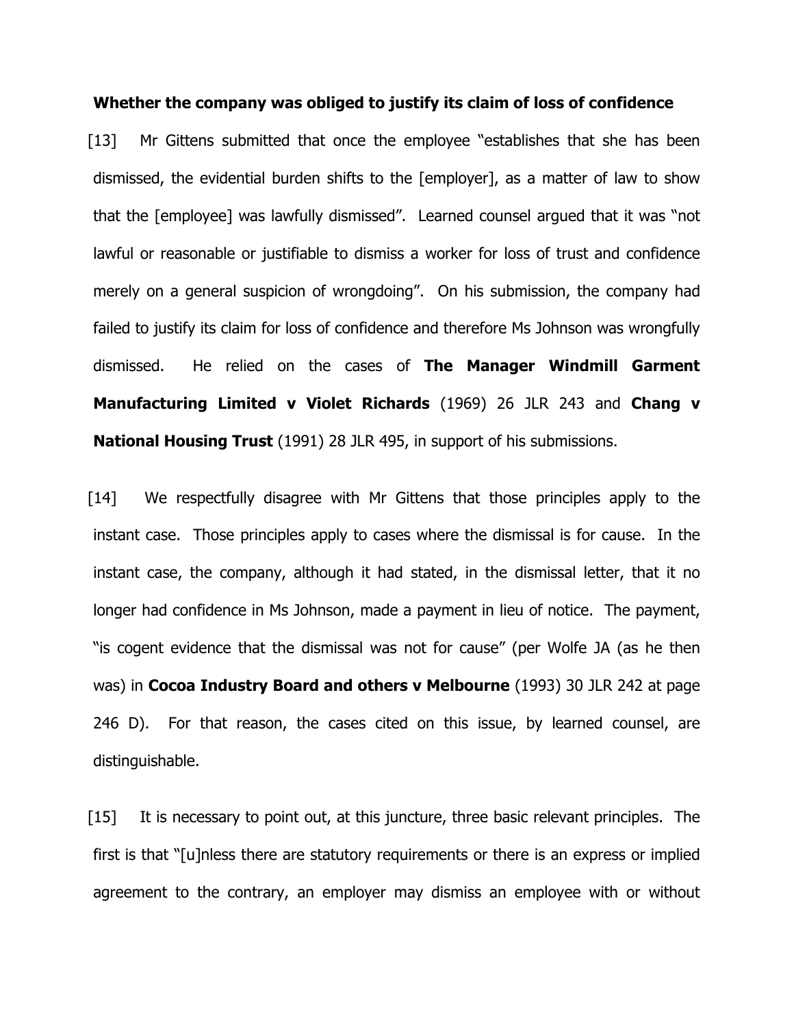**Whether the company was obliged to justify its claim of loss of confidence**

[13] Mr Gittens submitted that once the employee "establishes that she has been dismissed, the evidential burden shifts to the [employer], as a matter of law to show that the [employee] was lawfully dismissed". Learned counsel argued that it was "not lawful or reasonable or justifiable to dismiss a worker for loss of trust and confidence merely on a general suspicion of wrongdoing". On his submission, the company had failed to justify its claim for loss of confidence and therefore Ms Johnson was wrongfully dismissed. He relied on the cases of **The Manager Windmill Garment Manufacturing Limited v Violet Richards** (1969) 26 JLR 243 and **Chang v National Housing Trust** (1991) 28 JLR 495, in support of his submissions.

[14] We respectfully disagree with Mr Gittens that those principles apply to the instant case. Those principles apply to cases where the dismissal is for cause. In the instant case, the company, although it had stated, in the dismissal letter, that it no longer had confidence in Ms Johnson, made a payment in lieu of notice. The payment, "is cogent evidence that the dismissal was not for cause" (per Wolfe JA (as he then was) in **Cocoa Industry Board and others v Melbourne** (1993) 30 JLR 242 at page 246 D). For that reason, the cases cited on this issue, by learned counsel, are distinguishable.

[15] It is necessary to point out, at this juncture, three basic relevant principles. The first is that "[u]nless there are statutory requirements or there is an express or implied agreement to the contrary, an employer may dismiss an employee with or without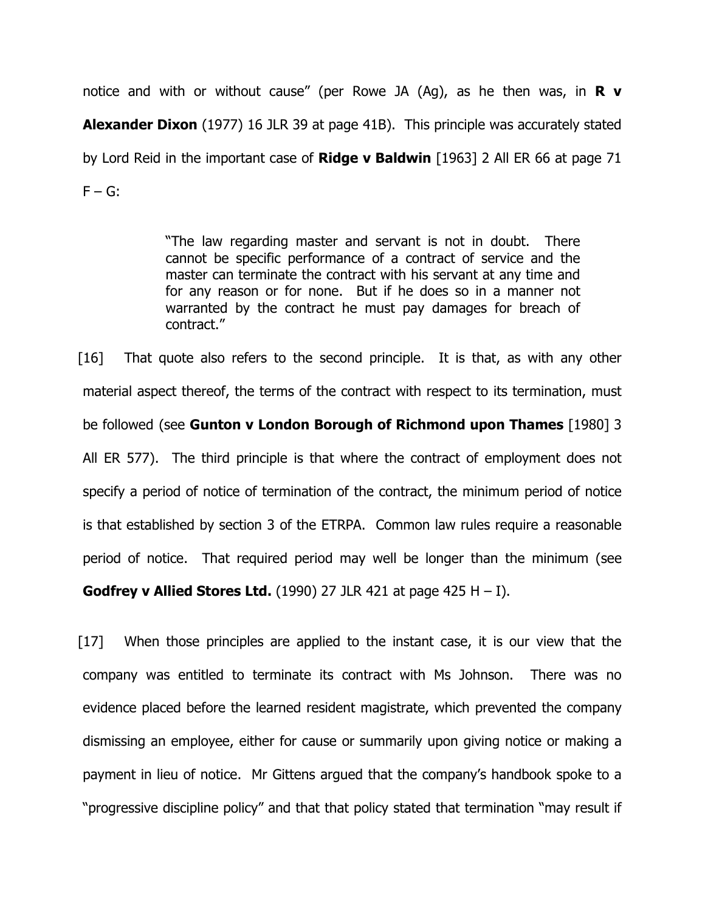notice and with or without cause" (per Rowe JA (Ag), as he then was, in **R v Alexander Dixon** (1977) 16 JLR 39 at page 41B). This principle was accurately stated by Lord Reid in the important case of **Ridge v Baldwin** [1963] 2 All ER 66 at page 71 F – G:

> "The law regarding master and servant is not in doubt. There cannot be specific performance of a contract of service and the master can terminate the contract with his servant at any time and for any reason or for none. But if he does so in a manner not warranted by the contract he must pay damages for breach of contract."

[16] That quote also refers to the second principle. It is that, as with any other material aspect thereof, the terms of the contract with respect to its termination, must be followed (see **Gunton v London Borough of Richmond upon Thames** [1980] 3 All ER 577). The third principle is that where the contract of employment does not specify a period of notice of termination of the contract, the minimum period of notice is that established by section 3 of the ETRPA. Common law rules require a reasonable period of notice. That required period may well be longer than the minimum (see **Godfrey v Allied Stores Ltd.** (1990) 27 JLR 421 at page 425 H – I).

[17] When those principles are applied to the instant case, it is our view that the company was entitled to terminate its contract with Ms Johnson. There was no evidence placed before the learned resident magistrate, which prevented the company dismissing an employee, either for cause or summarily upon giving notice or making a payment in lieu of notice. Mr Gittens argued that the company's handbook spoke to a "progressive discipline policy" and that that policy stated that termination "may result if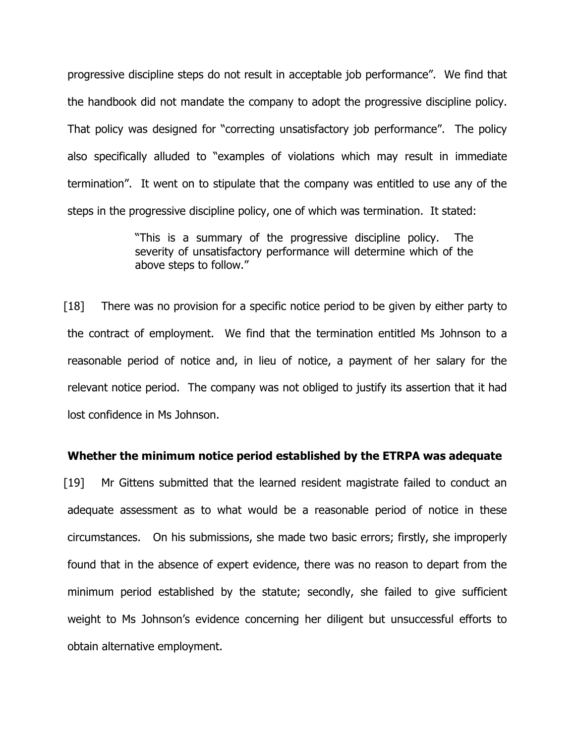progressive discipline steps do not result in acceptable job performance". We find that the handbook did not mandate the company to adopt the progressive discipline policy. That policy was designed for "correcting unsatisfactory job performance". The policy also specifically alluded to "examples of violations which may result in immediate termination". It went on to stipulate that the company was entitled to use any of the steps in the progressive discipline policy, one of which was termination. It stated:

> "This is a summary of the progressive discipline policy. The severity of unsatisfactory performance will determine which of the above steps to follow."

[18] There was no provision for a specific notice period to be given by either party to the contract of employment. We find that the termination entitled Ms Johnson to a reasonable period of notice and, in lieu of notice, a payment of her salary for the relevant notice period. The company was not obliged to justify its assertion that it had lost confidence in Ms Johnson.

**Whether the minimum notice period established by the ETRPA was adequate**

[19] Mr Gittens submitted that the learned resident magistrate failed to conduct an adequate assessment as to what would be a reasonable period of notice in these circumstances. On his submissions, she made two basic errors; firstly, she improperly found that in the absence of expert evidence, there was no reason to depart from the minimum period established by the statute; secondly, she failed to give sufficient weight to Ms Johnson's evidence concerning her diligent but unsuccessful efforts to obtain alternative employment.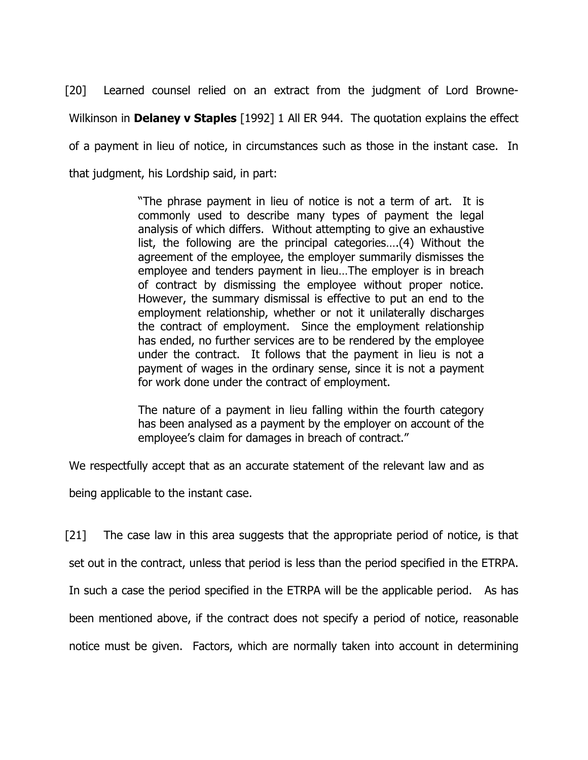[20] Learned counsel relied on an extract from the judgment of Lord Browne-Wilkinson in **Delaney v Staples** [1992] 1 All ER 944. The quotation explains the effect of a payment in lieu of notice, in circumstances such as those in the instant case. In that judgment, his Lordship said, in part:

> "The phrase payment in lieu of notice is not a term of art. It is commonly used to describe many types of payment the legal analysis of which differs. Without attempting to give an exhaustive list, the following are the principal categories….(4) Without the agreement of the employee, the employer summarily dismisses the employee and tenders payment in lieu…The employer is in breach of contract by dismissing the employee without proper notice. However, the summary dismissal is effective to put an end to the employment relationship, whether or not it unilaterally discharges the contract of employment. Since the employment relationship has ended, no further services are to be rendered by the employee under the contract. It follows that the payment in lieu is not a payment of wages in the ordinary sense, since it is not a payment for work done under the contract of employment.
>
> The nature of a payment in lieu falling within the fourth category has been analysed as a payment by the employer on account of the employee's claim for damages in breach of contract."

We respectfully accept that as an accurate statement of the relevant law and as being applicable to the instant case.

[21] The case law in this area suggests that the appropriate period of notice, is that set out in the contract, unless that period is less than the period specified in the ETRPA. In such a case the period specified in the ETRPA will be the applicable period. As has been mentioned above, if the contract does not specify a period of notice, reasonable notice must be given. Factors, which are normally taken into account in determining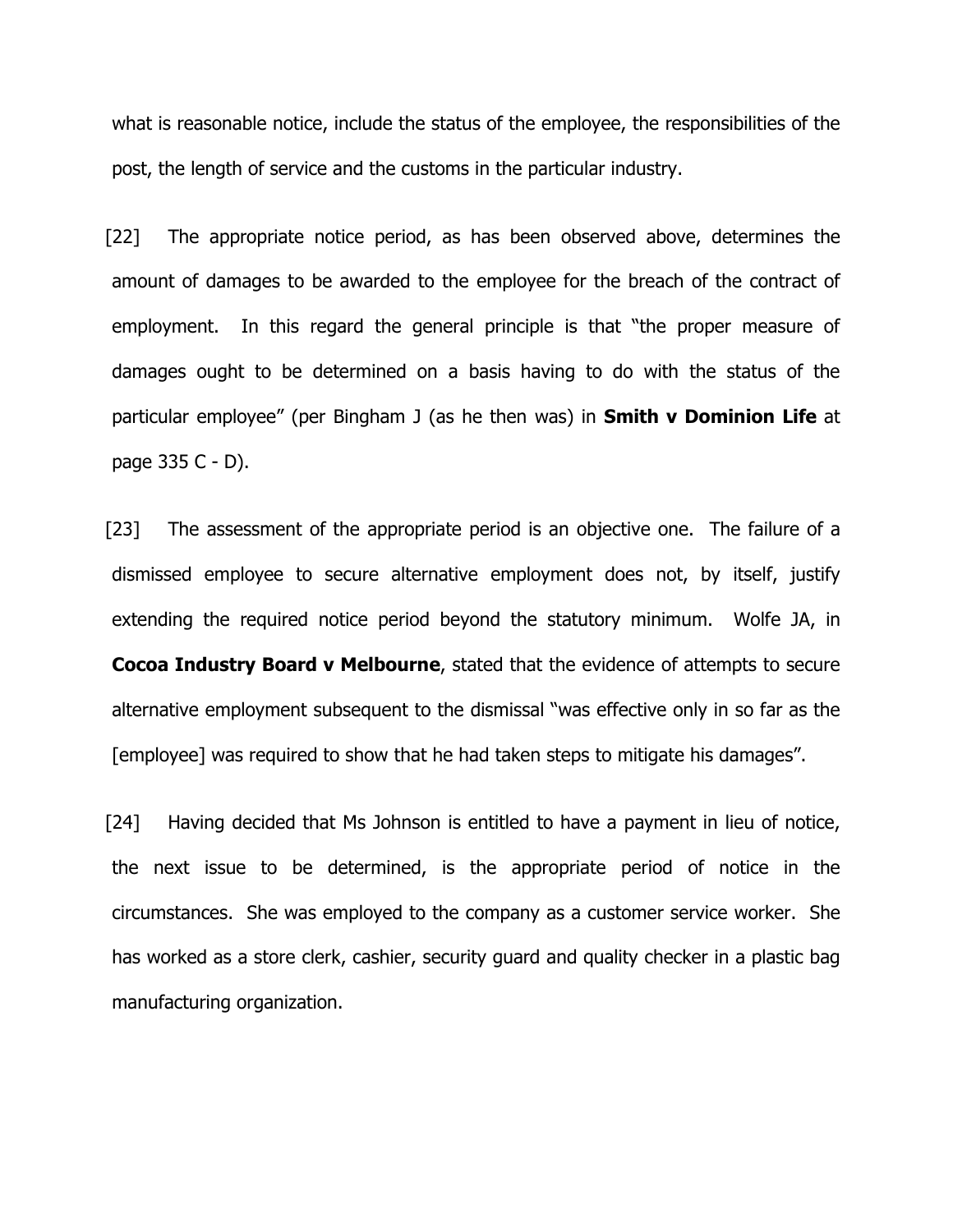what is reasonable notice, include the status of the employee, the responsibilities of the post, the length of service and the customs in the particular industry.

[22] The appropriate notice period, as has been observed above, determines the amount of damages to be awarded to the employee for the breach of the contract of employment. In this regard the general principle is that "the proper measure of damages ought to be determined on a basis having to do with the status of the particular employee" (per Bingham J (as he then was) in **Smith v Dominion Life** at page 335 C - D).

[23] The assessment of the appropriate period is an objective one. The failure of a dismissed employee to secure alternative employment does not, by itself, justify extending the required notice period beyond the statutory minimum. Wolfe JA, in **Cocoa Industry Board v Melbourne**, stated that the evidence of attempts to secure alternative employment subsequent to the dismissal "was effective only in so far as the [employee] was required to show that he had taken steps to mitigate his damages".

[24] Having decided that Ms Johnson is entitled to have a payment in lieu of notice, the next issue to be determined, is the appropriate period of notice in the circumstances. She was employed to the company as a customer service worker. She has worked as a store clerk, cashier, security guard and quality checker in a plastic bag manufacturing organization.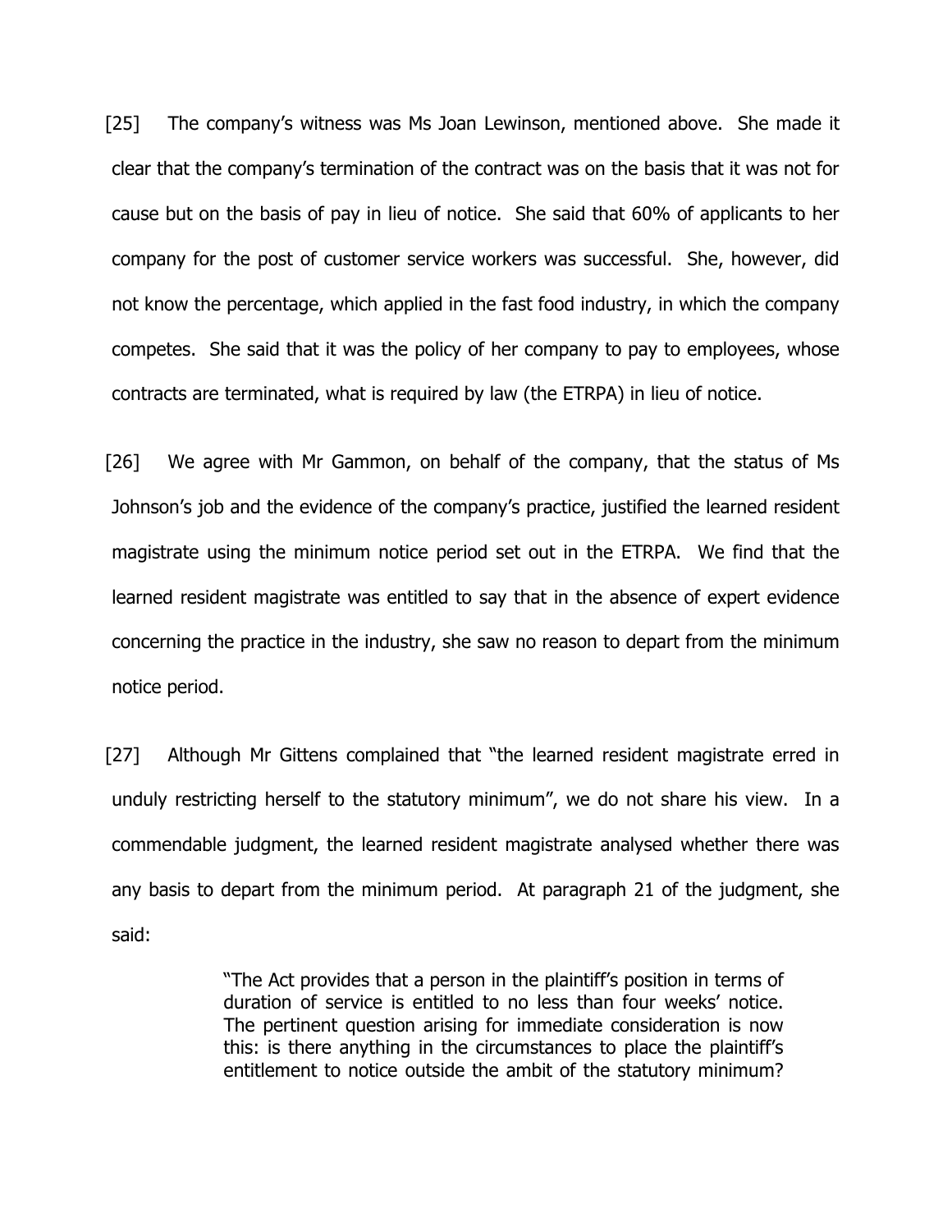[25] The company's witness was Ms Joan Lewinson, mentioned above. She made it clear that the company's termination of the contract was on the basis that it was not for cause but on the basis of pay in lieu of notice. She said that 60% of applicants to her company for the post of customer service workers was successful. She, however, did not know the percentage, which applied in the fast food industry, in which the company competes. She said that it was the policy of her company to pay to employees, whose contracts are terminated, what is required by law (the ETRPA) in lieu of notice.

[26] We agree with Mr Gammon, on behalf of the company, that the status of Ms Johnson's job and the evidence of the company's practice, justified the learned resident magistrate using the minimum notice period set out in the ETRPA. We find that the learned resident magistrate was entitled to say that in the absence of expert evidence concerning the practice in the industry, she saw no reason to depart from the minimum notice period.

[27] Although Mr Gittens complained that "the learned resident magistrate erred in unduly restricting herself to the statutory minimum", we do not share his view. In a commendable judgment, the learned resident magistrate analysed whether there was any basis to depart from the minimum period. At paragraph 21 of the judgment, she said:

> "The Act provides that a person in the plaintiff's position in terms of duration of service is entitled to no less than four weeks' notice. The pertinent question arising for immediate consideration is now this: is there anything in the circumstances to place the plaintiff's entitlement to notice outside the ambit of the statutory minimum?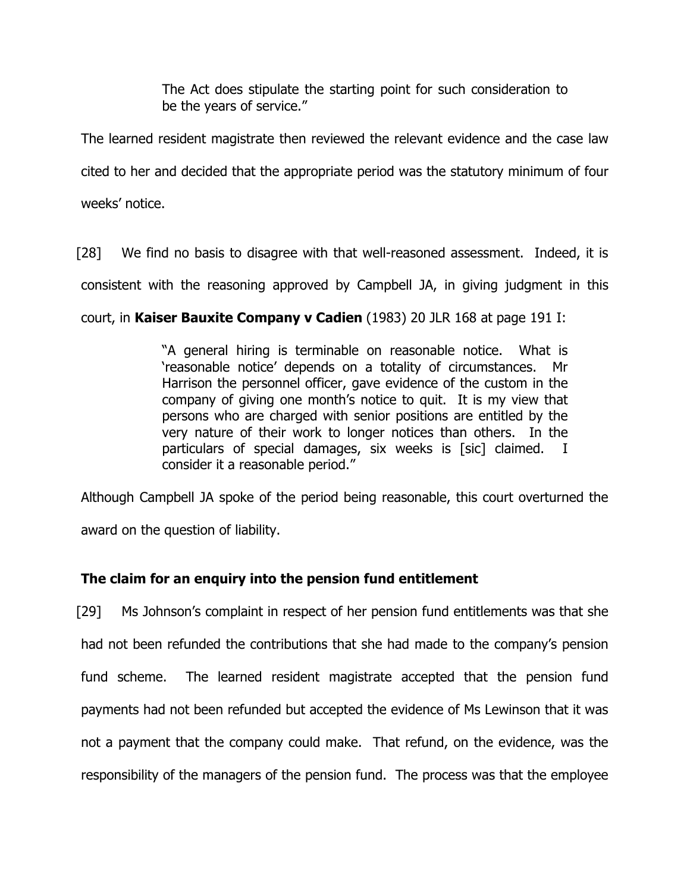> The Act does stipulate the starting point for such consideration to be the years of service."

The learned resident magistrate then reviewed the relevant evidence and the case law cited to her and decided that the appropriate period was the statutory minimum of four weeks' notice.

[28] We find no basis to disagree with that well-reasoned assessment. Indeed, it is consistent with the reasoning approved by Campbell JA, in giving judgment in this court, in **Kaiser Bauxite Company v Cadien** (1983) 20 JLR 168 at page 191 I:

> "A general hiring is terminable on reasonable notice. What is 'reasonable notice' depends on a totality of circumstances. Mr Harrison the personnel officer, gave evidence of the custom in the company of giving one month's notice to quit. It is my view that persons who are charged with senior positions are entitled by the very nature of their work to longer notices than others. In the particulars of special damages, six weeks is [sic] claimed. I consider it a reasonable period."

Although Campbell JA spoke of the period being reasonable, this court overturned the award on the question of liability.

## The claim for an enquiry into the pension fund entitlement

[29] Ms Johnson's complaint in respect of her pension fund entitlements was that she had not been refunded the contributions that she had made to the company's pension fund scheme. The learned resident magistrate accepted that the pension fund payments had not been refunded but accepted the evidence of Ms Lewinson that it was not a payment that the company could make. That refund, on the evidence, was the responsibility of the managers of the pension fund. The process was that the employee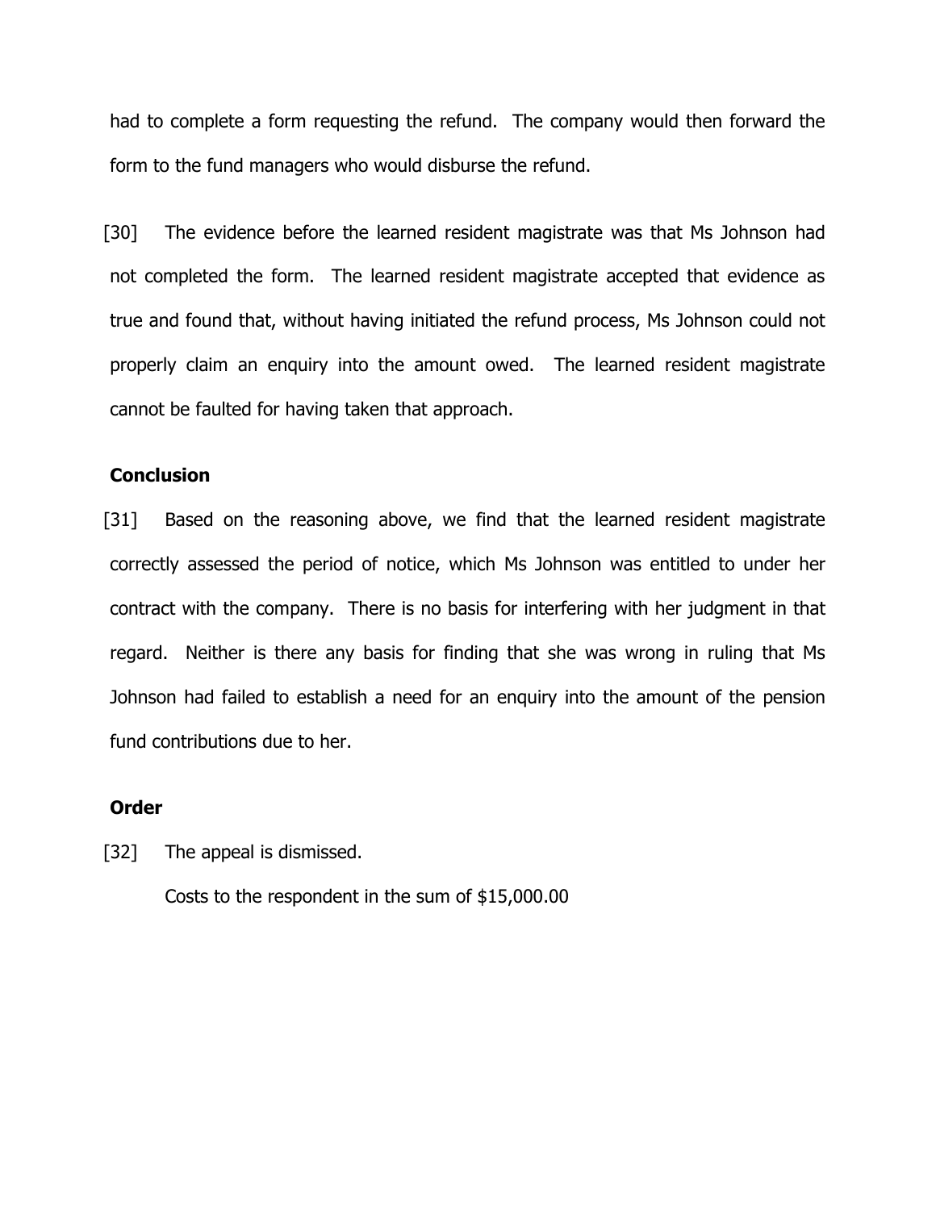had to complete a form requesting the refund. The company would then forward the form to the fund managers who would disburse the refund.

[30] The evidence before the learned resident magistrate was that Ms Johnson had not completed the form. The learned resident magistrate accepted that evidence as true and found that, without having initiated the refund process, Ms Johnson could not properly claim an enquiry into the amount owed. The learned resident magistrate cannot be faulted for having taken that approach.

**Conclusion**

[31] Based on the reasoning above, we find that the learned resident magistrate correctly assessed the period of notice, which Ms Johnson was entitled to under her contract with the company. There is no basis for interfering with her judgment in that regard. Neither is there any basis for finding that she was wrong in ruling that Ms Johnson had failed to establish a need for an enquiry into the amount of the pension fund contributions due to her.

**Order**

[32] The appeal is dismissed.

Costs to the respondent in the sum of $15,000.00